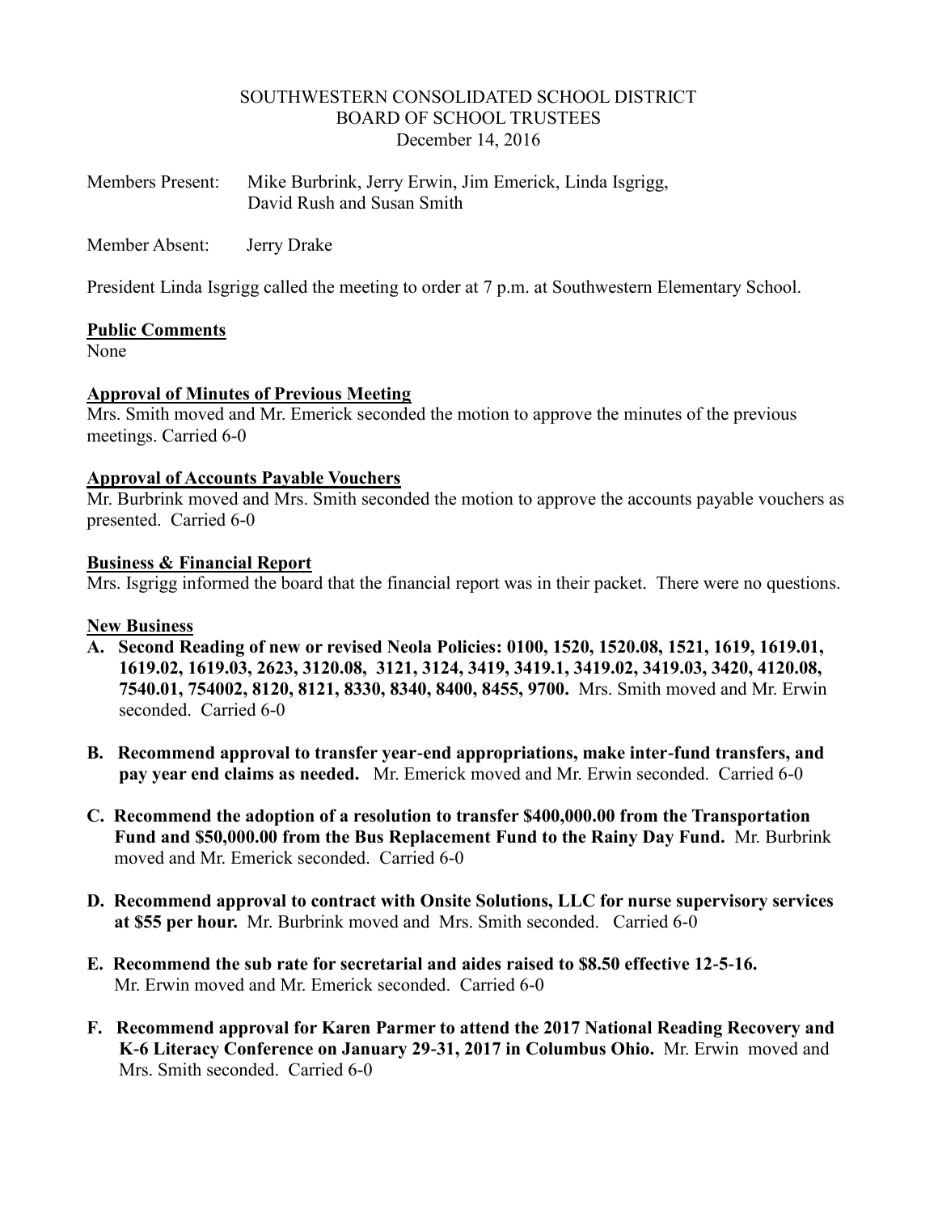SOUTHWESTERN CONSOLIDATED SCHOOL DISTRICT
BOARD OF SCHOOL TRUSTEES
December 14, 2016

Members Present: Mike Burbrink, Jerry Erwin, Jim Emerick, Linda Isgrigg, David Rush and Susan Smith

Member Absent: Jerry Drake

President Linda Isgrigg called the meeting to order at 7 p.m. at Southwestern Elementary School.

**Public Comments**

None

**Approval of Minutes of Previous Meeting**

Mrs. Smith moved and Mr. Emerick seconded the motion to approve the minutes of the previous meetings. Carried 6-0

**Approval of Accounts Payable Vouchers**

Mr. Burbrink moved and Mrs. Smith seconded the motion to approve the accounts payable vouchers as presented. Carried 6-0

**Business & Financial Report**

Mrs. Isgrigg informed the board that the financial report was in their packet. There were no questions.

**New Business**

- **A. Second Reading of new or revised Neola Policies: 0100, 1520, 1520.08, 1521, 1619, 1619.01, 1619.02, 1619.03, 2623, 3120.08, 3121, 3124, 3419, 3419.1, 3419.02, 3419.03, 3420, 4120.08, 7540.01, 754002, 8120, 8121, 8330, 8340, 8400, 8455, 9700.** Mrs. Smith moved and Mr. Erwin seconded. Carried 6-0

- **B. Recommend approval to transfer year-end appropriations, make inter-fund transfers, and pay year end claims as needed.** Mr. Emerick moved and Mr. Erwin seconded. Carried 6-0

- **C. Recommend the adoption of a resolution to transfer $400,000.00 from the Transportation Fund and $50,000.00 from the Bus Replacement Fund to the Rainy Day Fund.** Mr. Burbrink moved and Mr. Emerick seconded. Carried 6-0

- **D. Recommend approval to contract with Onsite Solutions, LLC for nurse supervisory services at $55 per hour.** Mr. Burbrink moved and Mrs. Smith seconded. Carried 6-0

- **E. Recommend the sub rate for secretarial and aides raised to $8.50 effective 12-5-16.** Mr. Erwin moved and Mr. Emerick seconded. Carried 6-0

- **F. Recommend approval for Karen Parmer to attend the 2017 National Reading Recovery and K-6 Literacy Conference on January 29-31, 2017 in Columbus Ohio.** Mr. Erwin moved and Mrs. Smith seconded. Carried 6-0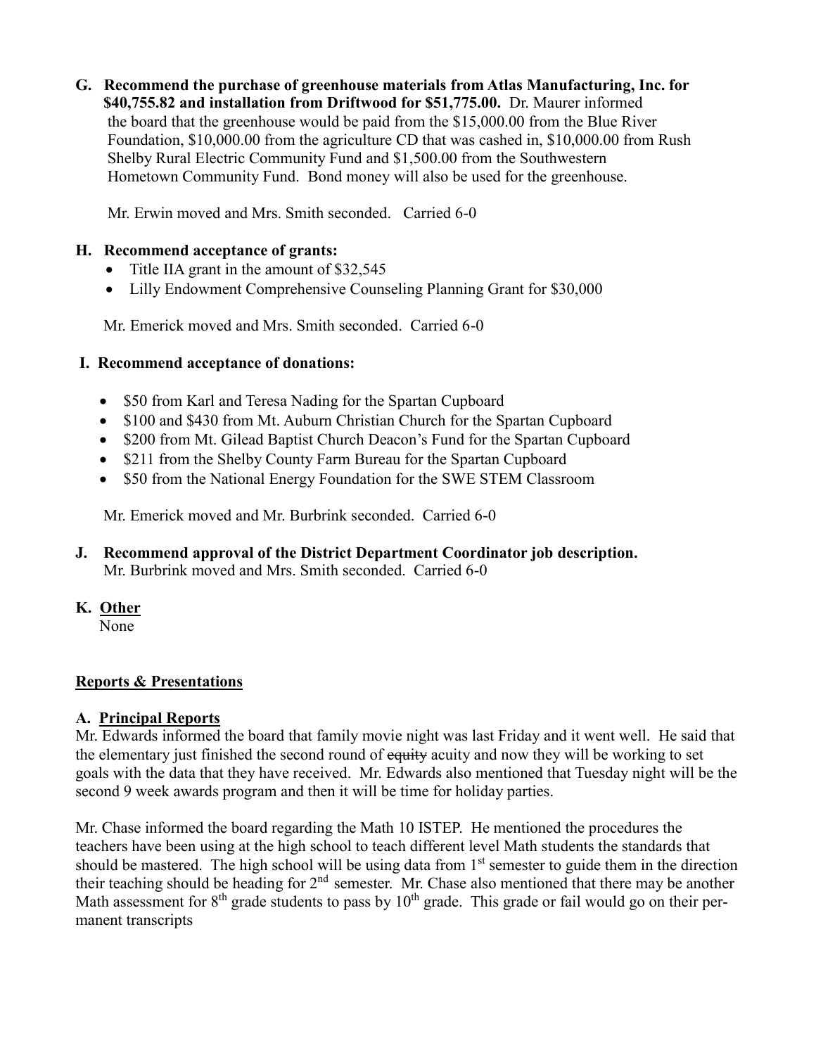**G. Recommend the purchase of greenhouse materials from Atlas Manufacturing, Inc. for $40,755.82 and installation from Driftwood for $51,775.00.** Dr. Maurer informed the board that the greenhouse would be paid from the $15,000.00 from the Blue River Foundation, $10,000.00 from the agriculture CD that was cashed in, $10,000.00 from Rush Shelby Rural Electric Community Fund and $1,500.00 from the Southwestern Hometown Community Fund. Bond money will also be used for the greenhouse.

Mr. Erwin moved and Mrs. Smith seconded. Carried 6-0

**H. Recommend acceptance of grants:**

- Title IIA grant in the amount of $32,545
- Lilly Endowment Comprehensive Counseling Planning Grant for $30,000

Mr. Emerick moved and Mrs. Smith seconded. Carried 6-0

**I. Recommend acceptance of donations:**

- $50 from Karl and Teresa Nading for the Spartan Cupboard
- $100 and $430 from Mt. Auburn Christian Church for the Spartan Cupboard
- $200 from Mt. Gilead Baptist Church Deacon's Fund for the Spartan Cupboard
- $211 from the Shelby County Farm Bureau for the Spartan Cupboard
- $50 from the National Energy Foundation for the SWE STEM Classroom

Mr. Emerick moved and Mr. Burbrink seconded. Carried 6-0

**J. Recommend approval of the District Department Coordinator job description.**
Mr. Burbrink moved and Mrs. Smith seconded. Carried 6-0

**K. Other**
None

## Reports & Presentations

### A. Principal Reports

Mr. Edwards informed the board that family movie night was last Friday and it went well. He said that the elementary just finished the second round of ~~equity~~ acuity and now they will be working to set goals with the data that they have received. Mr. Edwards also mentioned that Tuesday night will be the second 9 week awards program and then it will be time for holiday parties.

Mr. Chase informed the board regarding the Math 10 ISTEP. He mentioned the procedures the teachers have been using at the high school to teach different level Math students the standards that should be mastered. The high school will be using data from 1st semester to guide them in the direction their teaching should be heading for 2nd semester. Mr. Chase also mentioned that there may be another Math assessment for 8th grade students to pass by 10th grade. This grade or fail would go on their permanent transcripts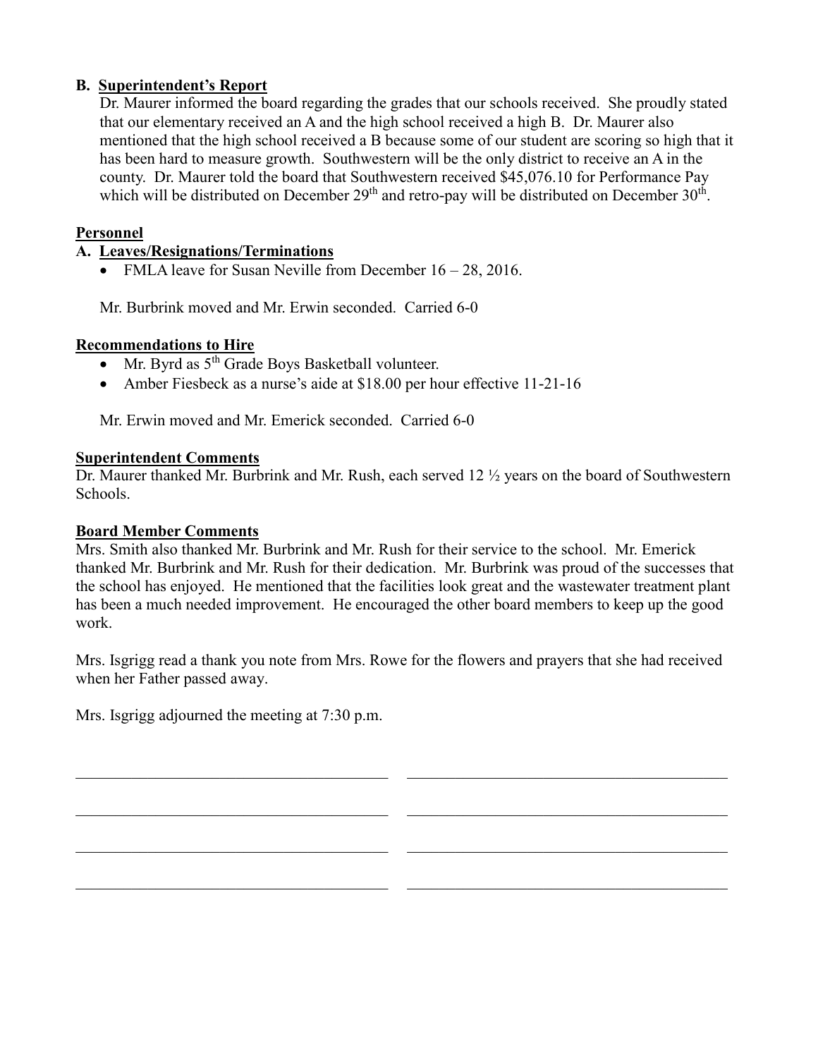**B. Superintendent's Report**

Dr. Maurer informed the board regarding the grades that our schools received. She proudly stated that our elementary received an A and the high school received a high B. Dr. Maurer also mentioned that the high school received a B because some of our student are scoring so high that it has been hard to measure growth. Southwestern will be the only district to receive an A in the county. Dr. Maurer told the board that Southwestern received $45,076.10 for Performance Pay which will be distributed on December 29th and retro-pay will be distributed on December 30th.

**Personnel**

**A. Leaves/Resignations/Terminations**

- FMLA leave for Susan Neville from December 16 – 28, 2016.

Mr. Burbrink moved and Mr. Erwin seconded. Carried 6-0

**Recommendations to Hire**

- Mr. Byrd as 5th Grade Boys Basketball volunteer.
- Amber Fiesbeck as a nurse's aide at $18.00 per hour effective 11-21-16

Mr. Erwin moved and Mr. Emerick seconded. Carried 6-0

**Superintendent Comments**

Dr. Maurer thanked Mr. Burbrink and Mr. Rush, each served 12 ½ years on the board of Southwestern Schools.

**Board Member Comments**

Mrs. Smith also thanked Mr. Burbrink and Mr. Rush for their service to the school. Mr. Emerick thanked Mr. Burbrink and Mr. Rush for their dedication. Mr. Burbrink was proud of the successes that the school has enjoyed. He mentioned that the facilities look great and the wastewater treatment plant has been a much needed improvement. He encouraged the other board members to keep up the good work.

Mrs. Isgrigg read a thank you note from Mrs. Rowe for the flowers and prayers that she had received when her Father passed away.

Mrs. Isgrigg adjourned the meeting at 7:30 p.m.

\_\_\_\_\_\_\_\_\_\_\_\_\_\_\_\_\_\_\_\_\_\_\_\_\_\_\_\_\_\_ \_\_\_\_\_\_\_\_\_\_\_\_\_\_\_\_\_\_\_\_\_\_\_\_\_\_\_\_\_\_

\_\_\_\_\_\_\_\_\_\_\_\_\_\_\_\_\_\_\_\_\_\_\_\_\_\_\_\_\_\_ \_\_\_\_\_\_\_\_\_\_\_\_\_\_\_\_\_\_\_\_\_\_\_\_\_\_\_\_\_\_

\_\_\_\_\_\_\_\_\_\_\_\_\_\_\_\_\_\_\_\_\_\_\_\_\_\_\_\_\_\_ \_\_\_\_\_\_\_\_\_\_\_\_\_\_\_\_\_\_\_\_\_\_\_\_\_\_\_\_\_\_

\_\_\_\_\_\_\_\_\_\_\_\_\_\_\_\_\_\_\_\_\_\_\_\_\_\_\_\_\_\_ \_\_\_\_\_\_\_\_\_\_\_\_\_\_\_\_\_\_\_\_\_\_\_\_\_\_\_\_\_\_